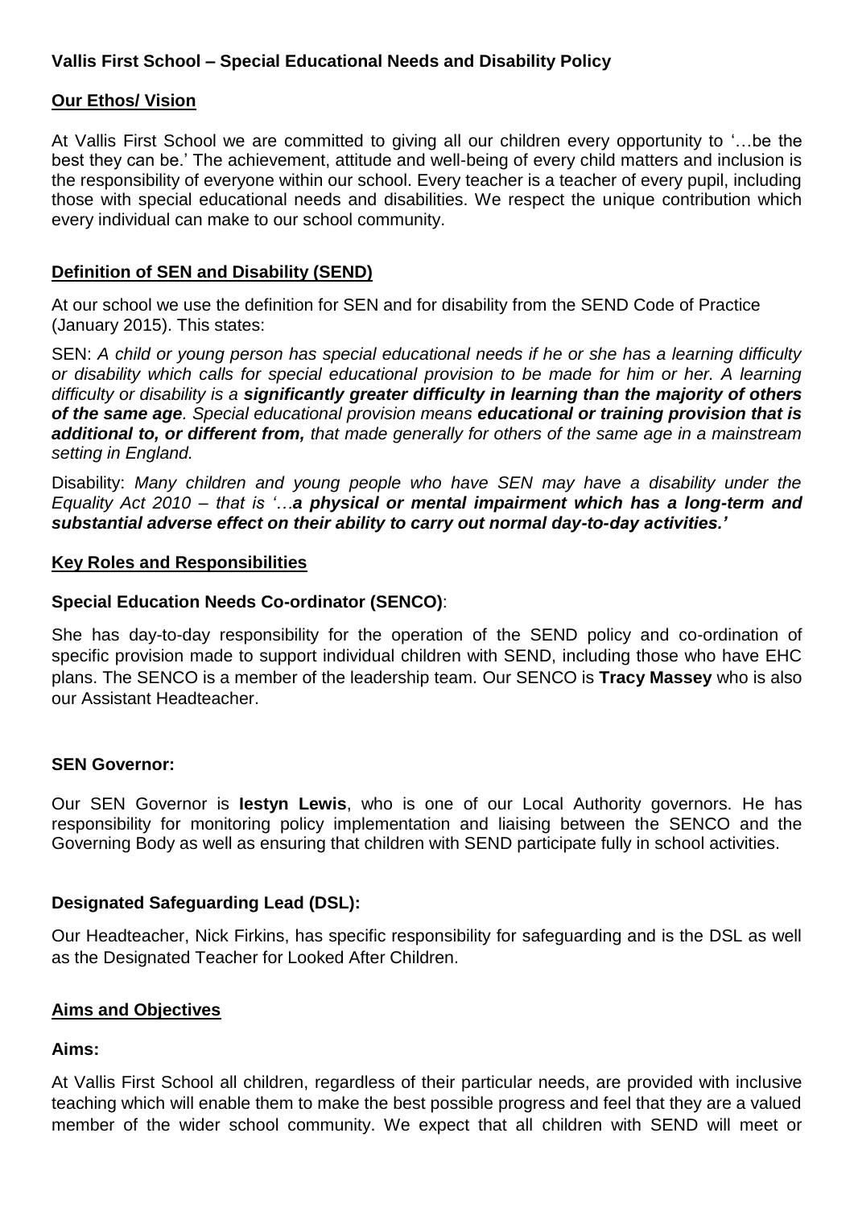# Vallis First School – Special Educational Needs and Disability Policy

## Our Ethos/ Vision

At Vallis First School we are committed to giving all our children every opportunity to '…be the best they can be.' The achievement, attitude and well-being of every child matters and inclusion is the responsibility of everyone within our school. Every teacher is a teacher of every pupil, including those with special educational needs and disabilities. We respect the unique contribution which every individual can make to our school community.

## Definition of SEN and Disability (SEND)

At our school we use the definition for SEN and for disability from the SEND Code of Practice (January 2015). This states:

SEN: *A child or young person has special educational needs if he or she has a learning difficulty or disability which calls for special educational provision to be made for him or her. A learning difficulty or disability is a* ***significantly greater difficulty in learning than the majority of others of the same age****. Special educational provision means* ***educational or training provision that is additional to, or different from,*** *that made generally for others of the same age in a mainstream setting in England.*

Disability: *Many children and young people who have SEN may have a disability under the Equality Act 2010 – that is '…**a physical or mental impairment which has a long-term and substantial adverse effect on their ability to carry out normal day-to-day activities.'***

## Key Roles and Responsibilities

### Special Education Needs Co-ordinator (SENCO):

She has day-to-day responsibility for the operation of the SEND policy and co-ordination of specific provision made to support individual children with SEND, including those who have EHC plans. The SENCO is a member of the leadership team. Our SENCO is **Tracy Massey** who is also our Assistant Headteacher.

### SEN Governor:

Our SEN Governor is **Iestyn Lewis**, who is one of our Local Authority governors. He has responsibility for monitoring policy implementation and liaising between the SENCO and the Governing Body as well as ensuring that children with SEND participate fully in school activities.

### Designated Safeguarding Lead (DSL):

Our Headteacher, Nick Firkins, has specific responsibility for safeguarding and is the DSL as well as the Designated Teacher for Looked After Children.

## Aims and Objectives

### Aims:

At Vallis First School all children, regardless of their particular needs, are provided with inclusive teaching which will enable them to make the best possible progress and feel that they are a valued member of the wider school community. We expect that all children with SEND will meet or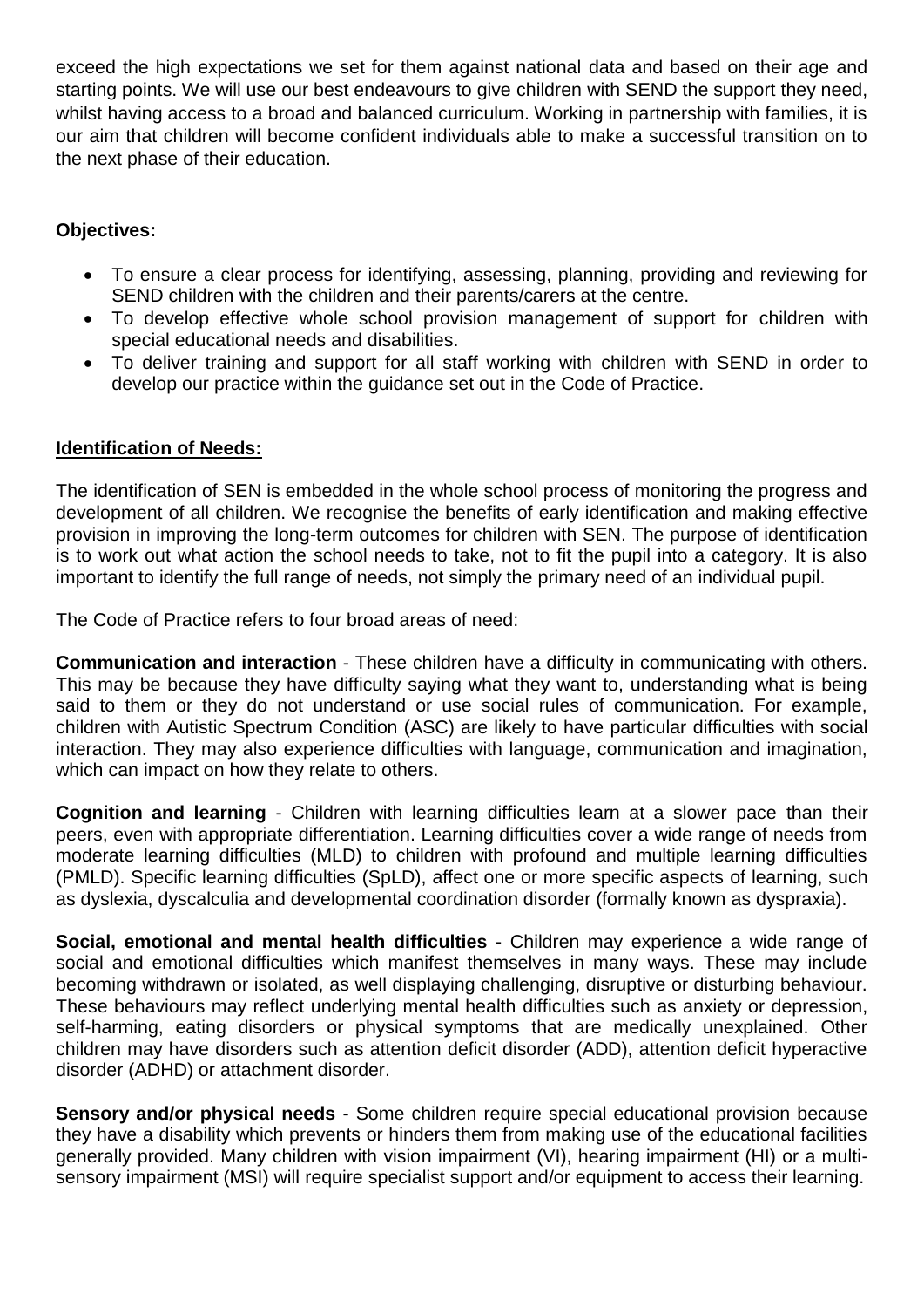exceed the high expectations we set for them against national data and based on their age and starting points. We will use our best endeavours to give children with SEND the support they need, whilst having access to a broad and balanced curriculum. Working in partnership with families, it is our aim that children will become confident individuals able to make a successful transition on to the next phase of their education.

**Objectives:**

- To ensure a clear process for identifying, assessing, planning, providing and reviewing for SEND children with the children and their parents/carers at the centre.
- To develop effective whole school provision management of support for children with special educational needs and disabilities.
- To deliver training and support for all staff working with children with SEND in order to develop our practice within the guidance set out in the Code of Practice.

## **Identification of Needs:**

The identification of SEN is embedded in the whole school process of monitoring the progress and development of all children. We recognise the benefits of early identification and making effective provision in improving the long-term outcomes for children with SEN. The purpose of identification is to work out what action the school needs to take, not to fit the pupil into a category. It is also important to identify the full range of needs, not simply the primary need of an individual pupil.

The Code of Practice refers to four broad areas of need:

**Communication and interaction** - These children have a difficulty in communicating with others. This may be because they have difficulty saying what they want to, understanding what is being said to them or they do not understand or use social rules of communication. For example, children with Autistic Spectrum Condition (ASC) are likely to have particular difficulties with social interaction. They may also experience difficulties with language, communication and imagination, which can impact on how they relate to others.

**Cognition and learning** - Children with learning difficulties learn at a slower pace than their peers, even with appropriate differentiation. Learning difficulties cover a wide range of needs from moderate learning difficulties (MLD) to children with profound and multiple learning difficulties (PMLD). Specific learning difficulties (SpLD), affect one or more specific aspects of learning, such as dyslexia, dyscalculia and developmental coordination disorder (formally known as dyspraxia).

**Social, emotional and mental health difficulties** - Children may experience a wide range of social and emotional difficulties which manifest themselves in many ways. These may include becoming withdrawn or isolated, as well displaying challenging, disruptive or disturbing behaviour. These behaviours may reflect underlying mental health difficulties such as anxiety or depression, self-harming, eating disorders or physical symptoms that are medically unexplained. Other children may have disorders such as attention deficit disorder (ADD), attention deficit hyperactive disorder (ADHD) or attachment disorder.

**Sensory and/or physical needs** - Some children require special educational provision because they have a disability which prevents or hinders them from making use of the educational facilities generally provided. Many children with vision impairment (VI), hearing impairment (HI) or a multi-sensory impairment (MSI) will require specialist support and/or equipment to access their learning.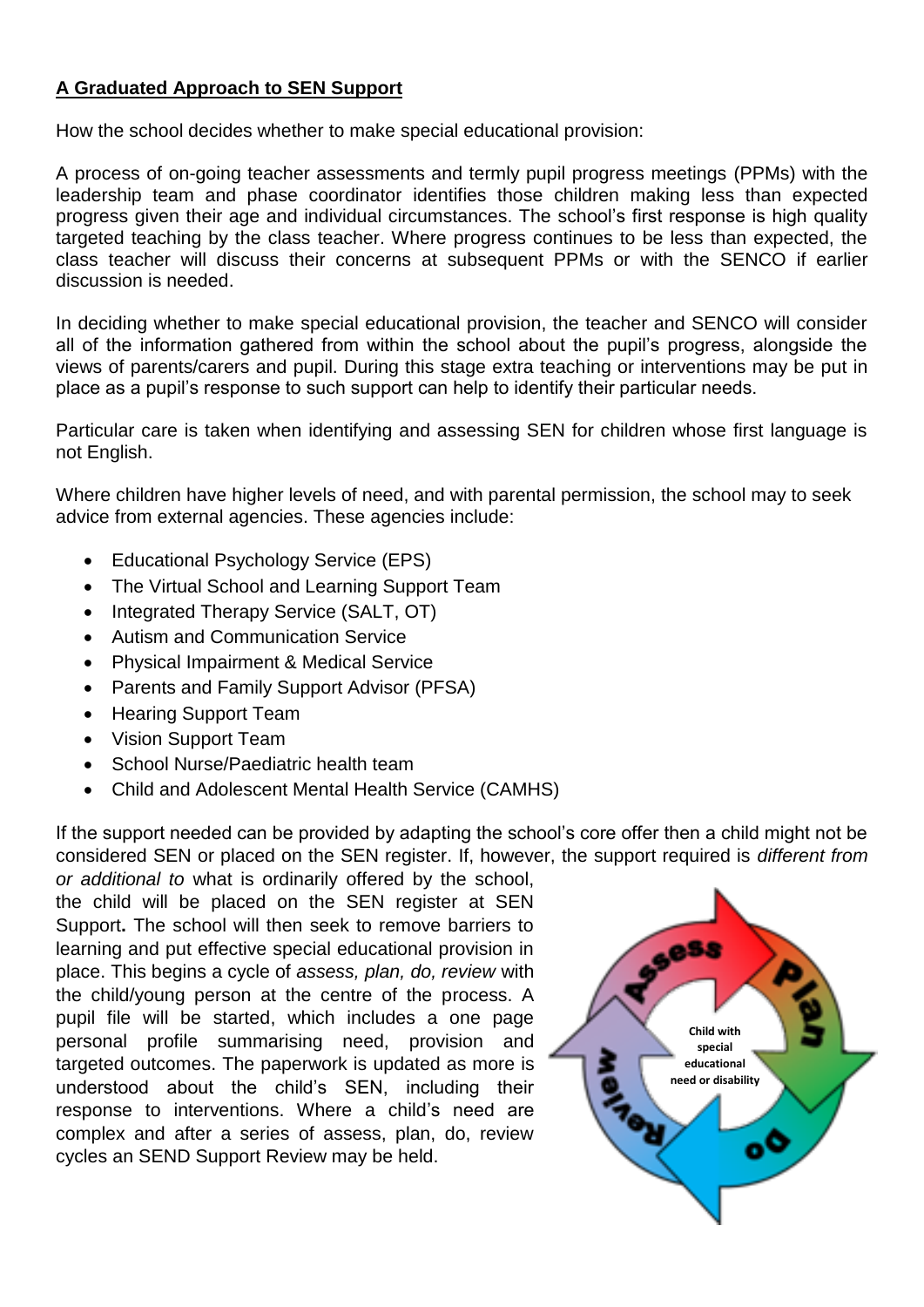## A Graduated Approach to SEN Support

How the school decides whether to make special educational provision:

A process of on-going teacher assessments and termly pupil progress meetings (PPMs) with the leadership team and phase coordinator identifies those children making less than expected progress given their age and individual circumstances. The school's first response is high quality targeted teaching by the class teacher. Where progress continues to be less than expected, the class teacher will discuss their concerns at subsequent PPMs or with the SENCO if earlier discussion is needed.

In deciding whether to make special educational provision, the teacher and SENCO will consider all of the information gathered from within the school about the pupil's progress, alongside the views of parents/carers and pupil. During this stage extra teaching or interventions may be put in place as a pupil's response to such support can help to identify their particular needs.

Particular care is taken when identifying and assessing SEN for children whose first language is not English.

Where children have higher levels of need, and with parental permission, the school may to seek advice from external agencies. These agencies include:

- Educational Psychology Service (EPS)
- The Virtual School and Learning Support Team
- Integrated Therapy Service (SALT, OT)
- Autism and Communication Service
- Physical Impairment & Medical Service
- Parents and Family Support Advisor (PFSA)
- Hearing Support Team
- Vision Support Team
- School Nurse/Paediatric health team
- Child and Adolescent Mental Health Service (CAMHS)

If the support needed can be provided by adapting the school's core offer then a child might not be considered SEN or placed on the SEN register. If, however, the support required is *different from or additional to* what is ordinarily offered by the school, the child will be placed on the SEN register at SEN Support**.** The school will then seek to remove barriers to learning and put effective special educational provision in place. This begins a cycle of *assess, plan, do, review* with the child/young person at the centre of the process. A pupil file will be started, which includes a one page personal profile summarising need, provision and targeted outcomes. The paperwork is updated as more is understood about the child's SEN, including their response to interventions. Where a child's need are complex and after a series of assess, plan, do, review cycles an SEND Support Review may be held.

Assess → Plan → Do → Review (Child with special educational need or disability)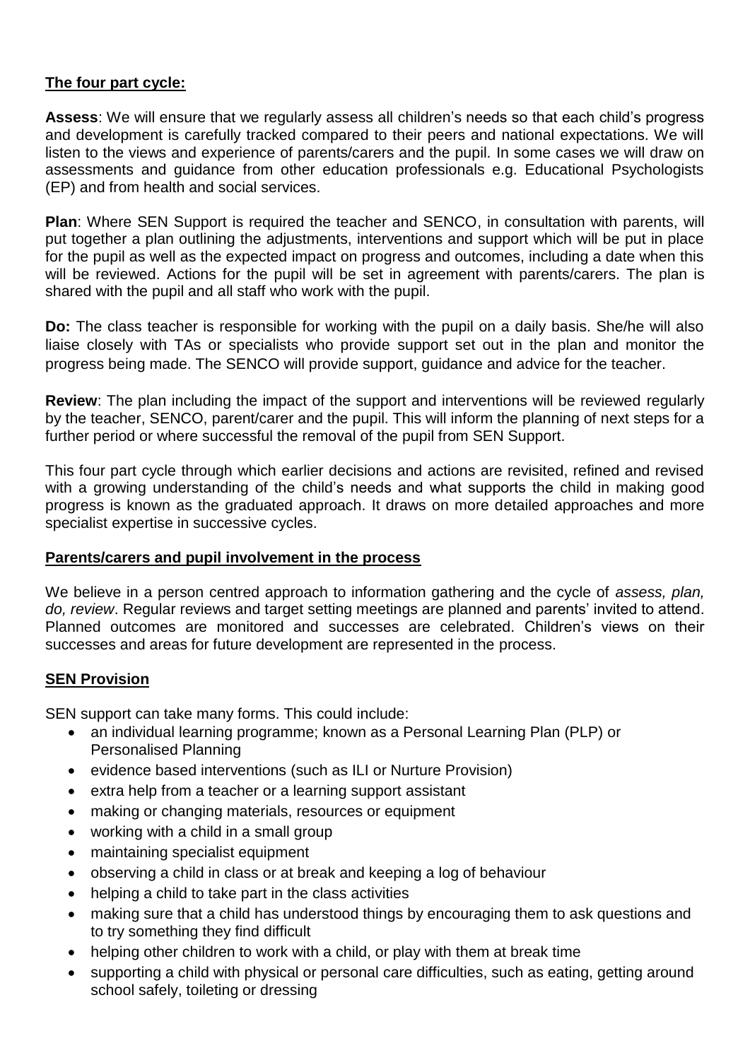## The four part cycle:

**Assess**: We will ensure that we regularly assess all children's needs so that each child's progress and development is carefully tracked compared to their peers and national expectations. We will listen to the views and experience of parents/carers and the pupil. In some cases we will draw on assessments and guidance from other education professionals e.g. Educational Psychologists (EP) and from health and social services.

**Plan**: Where SEN Support is required the teacher and SENCO, in consultation with parents, will put together a plan outlining the adjustments, interventions and support which will be put in place for the pupil as well as the expected impact on progress and outcomes, including a date when this will be reviewed. Actions for the pupil will be set in agreement with parents/carers. The plan is shared with the pupil and all staff who work with the pupil.

**Do:** The class teacher is responsible for working with the pupil on a daily basis. She/he will also liaise closely with TAs or specialists who provide support set out in the plan and monitor the progress being made. The SENCO will provide support, guidance and advice for the teacher.

**Review**: The plan including the impact of the support and interventions will be reviewed regularly by the teacher, SENCO, parent/carer and the pupil. This will inform the planning of next steps for a further period or where successful the removal of the pupil from SEN Support.

This four part cycle through which earlier decisions and actions are revisited, refined and revised with a growing understanding of the child's needs and what supports the child in making good progress is known as the graduated approach. It draws on more detailed approaches and more specialist expertise in successive cycles.

## Parents/carers and pupil involvement in the process

We believe in a person centred approach to information gathering and the cycle of *assess, plan, do, review*. Regular reviews and target setting meetings are planned and parents' invited to attend. Planned outcomes are monitored and successes are celebrated. Children's views on their successes and areas for future development are represented in the process.

## SEN Provision

SEN support can take many forms. This could include:

- an individual learning programme; known as a Personal Learning Plan (PLP) or Personalised Planning
- evidence based interventions (such as ILI or Nurture Provision)
- extra help from a teacher or a learning support assistant
- making or changing materials, resources or equipment
- working with a child in a small group
- maintaining specialist equipment
- observing a child in class or at break and keeping a log of behaviour
- helping a child to take part in the class activities
- making sure that a child has understood things by encouraging them to ask questions and to try something they find difficult
- helping other children to work with a child, or play with them at break time
- supporting a child with physical or personal care difficulties, such as eating, getting around school safely, toileting or dressing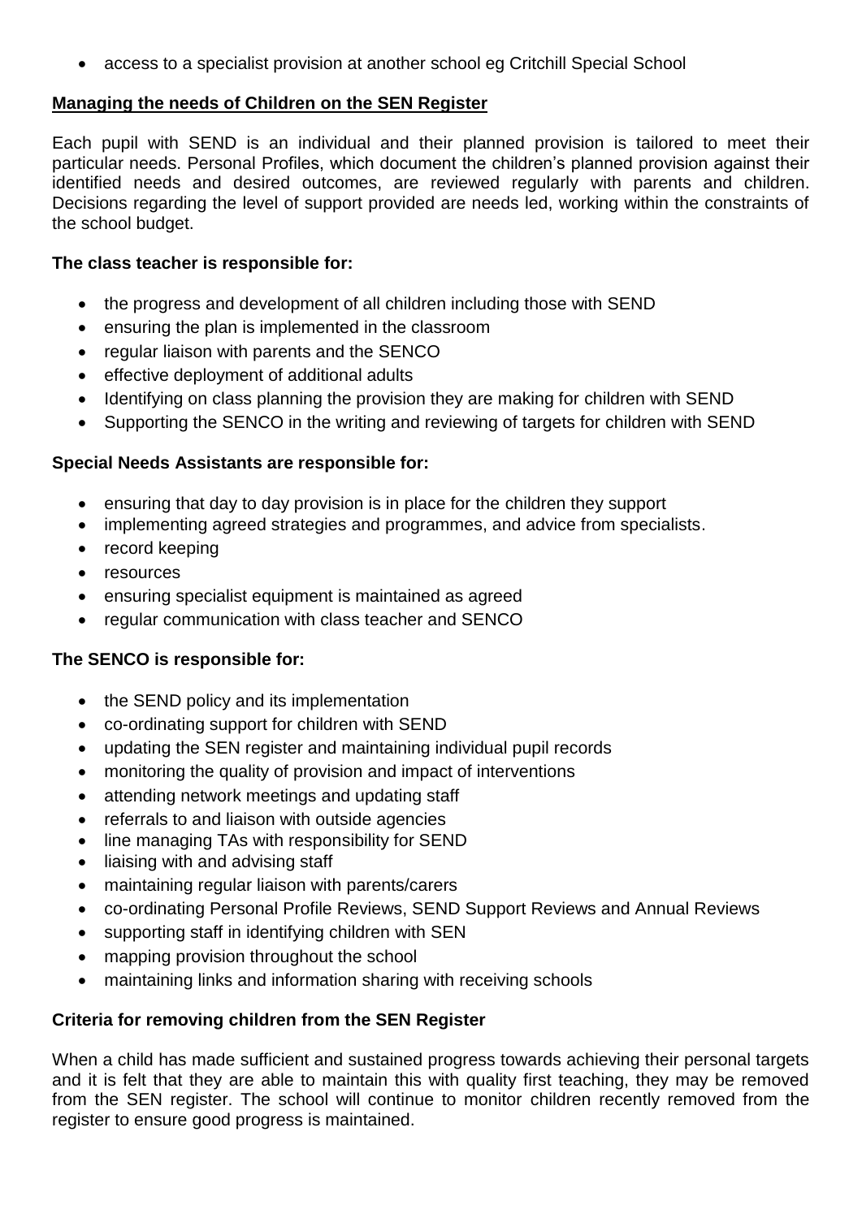- access to a specialist provision at another school eg Critchill Special School

## Managing the needs of Children on the SEN Register

Each pupil with SEND is an individual and their planned provision is tailored to meet their particular needs. Personal Profiles, which document the children's planned provision against their identified needs and desired outcomes, are reviewed regularly with parents and children. Decisions regarding the level of support provided are needs led, working within the constraints of the school budget.

**The class teacher is responsible for:**

- the progress and development of all children including those with SEND
- ensuring the plan is implemented in the classroom
- regular liaison with parents and the SENCO
- effective deployment of additional adults
- Identifying on class planning the provision they are making for children with SEND
- Supporting the SENCO in the writing and reviewing of targets for children with SEND

**Special Needs Assistants are responsible for:**

- ensuring that day to day provision is in place for the children they support
- implementing agreed strategies and programmes, and advice from specialists.
- record keeping
- resources
- ensuring specialist equipment is maintained as agreed
- regular communication with class teacher and SENCO

**The SENCO is responsible for:**

- the SEND policy and its implementation
- co-ordinating support for children with SEND
- updating the SEN register and maintaining individual pupil records
- monitoring the quality of provision and impact of interventions
- attending network meetings and updating staff
- referrals to and liaison with outside agencies
- line managing TAs with responsibility for SEND
- liaising with and advising staff
- maintaining regular liaison with parents/carers
- co-ordinating Personal Profile Reviews, SEND Support Reviews and Annual Reviews
- supporting staff in identifying children with SEN
- mapping provision throughout the school
- maintaining links and information sharing with receiving schools

**Criteria for removing children from the SEN Register**

When a child has made sufficient and sustained progress towards achieving their personal targets and it is felt that they are able to maintain this with quality first teaching, they may be removed from the SEN register. The school will continue to monitor children recently removed from the register to ensure good progress is maintained.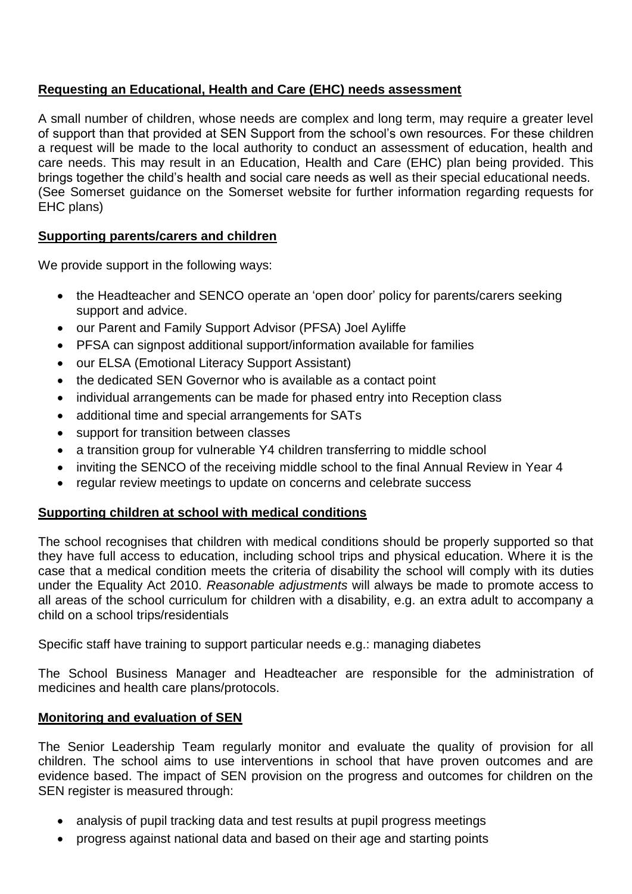**Requesting an Educational, Health and Care (EHC) needs assessment**

A small number of children, whose needs are complex and long term, may require a greater level of support than that provided at SEN Support from the school's own resources. For these children a request will be made to the local authority to conduct an assessment of education, health and care needs. This may result in an Education, Health and Care (EHC) plan being provided. This brings together the child's health and social care needs as well as their special educational needs. (See Somerset guidance on the Somerset website for further information regarding requests for EHC plans)

**Supporting parents/carers and children**

We provide support in the following ways:

- the Headteacher and SENCO operate an 'open door' policy for parents/carers seeking support and advice.
- our Parent and Family Support Advisor (PFSA) Joel Ayliffe
- PFSA can signpost additional support/information available for families
- our ELSA (Emotional Literacy Support Assistant)
- the dedicated SEN Governor who is available as a contact point
- individual arrangements can be made for phased entry into Reception class
- additional time and special arrangements for SATs
- support for transition between classes
- a transition group for vulnerable Y4 children transferring to middle school
- inviting the SENCO of the receiving middle school to the final Annual Review in Year 4
- regular review meetings to update on concerns and celebrate success

**Supporting children at school with medical conditions**

The school recognises that children with medical conditions should be properly supported so that they have full access to education, including school trips and physical education. Where it is the case that a medical condition meets the criteria of disability the school will comply with its duties under the Equality Act 2010. *Reasonable adjustments* will always be made to promote access to all areas of the school curriculum for children with a disability, e.g. an extra adult to accompany a child on a school trips/residentials

Specific staff have training to support particular needs e.g.: managing diabetes

The School Business Manager and Headteacher are responsible for the administration of medicines and health care plans/protocols.

**Monitoring and evaluation of SEN**

The Senior Leadership Team regularly monitor and evaluate the quality of provision for all children. The school aims to use interventions in school that have proven outcomes and are evidence based. The impact of SEN provision on the progress and outcomes for children on the SEN register is measured through:

- analysis of pupil tracking data and test results at pupil progress meetings
- progress against national data and based on their age and starting points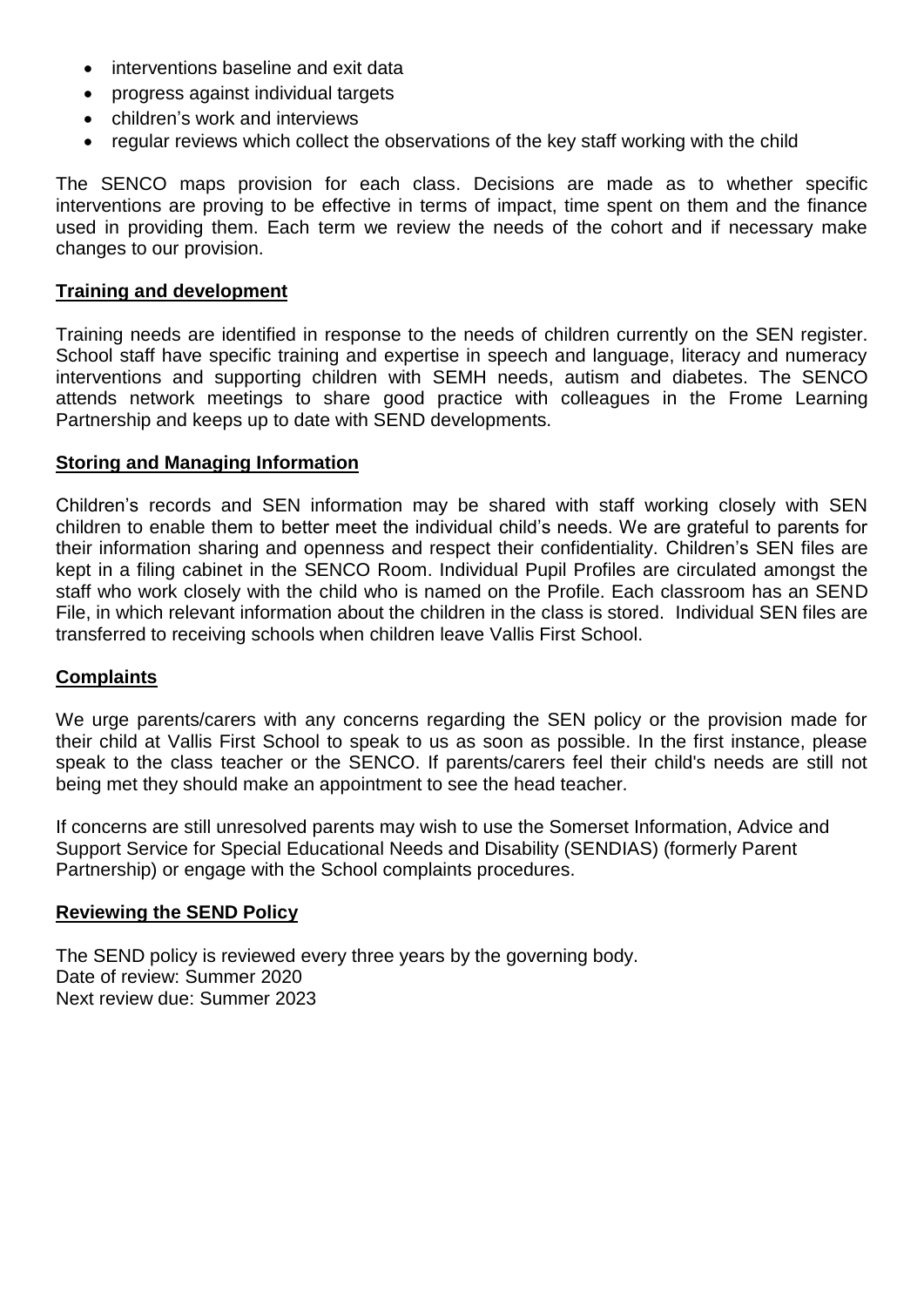- interventions baseline and exit data
- progress against individual targets
- children's work and interviews
- regular reviews which collect the observations of the key staff working with the child

The SENCO maps provision for each class. Decisions are made as to whether specific interventions are proving to be effective in terms of impact, time spent on them and the finance used in providing them. Each term we review the needs of the cohort and if necessary make changes to our provision.

## Training and development

Training needs are identified in response to the needs of children currently on the SEN register. School staff have specific training and expertise in speech and language, literacy and numeracy interventions and supporting children with SEMH needs, autism and diabetes. The SENCO attends network meetings to share good practice with colleagues in the Frome Learning Partnership and keeps up to date with SEND developments.

## Storing and Managing Information

Children's records and SEN information may be shared with staff working closely with SEN children to enable them to better meet the individual child's needs. We are grateful to parents for their information sharing and openness and respect their confidentiality. Children's SEN files are kept in a filing cabinet in the SENCO Room. Individual Pupil Profiles are circulated amongst the staff who work closely with the child who is named on the Profile. Each classroom has an SEND File, in which relevant information about the children in the class is stored. Individual SEN files are transferred to receiving schools when children leave Vallis First School.

## Complaints

We urge parents/carers with any concerns regarding the SEN policy or the provision made for their child at Vallis First School to speak to us as soon as possible. In the first instance, please speak to the class teacher or the SENCO. If parents/carers feel their child's needs are still not being met they should make an appointment to see the head teacher.

If concerns are still unresolved parents may wish to use the Somerset Information, Advice and Support Service for Special Educational Needs and Disability (SENDIAS) (formerly Parent Partnership) or engage with the School complaints procedures.

## Reviewing the SEND Policy

The SEND policy is reviewed every three years by the governing body.
Date of review: Summer 2020
Next review due: Summer 2023